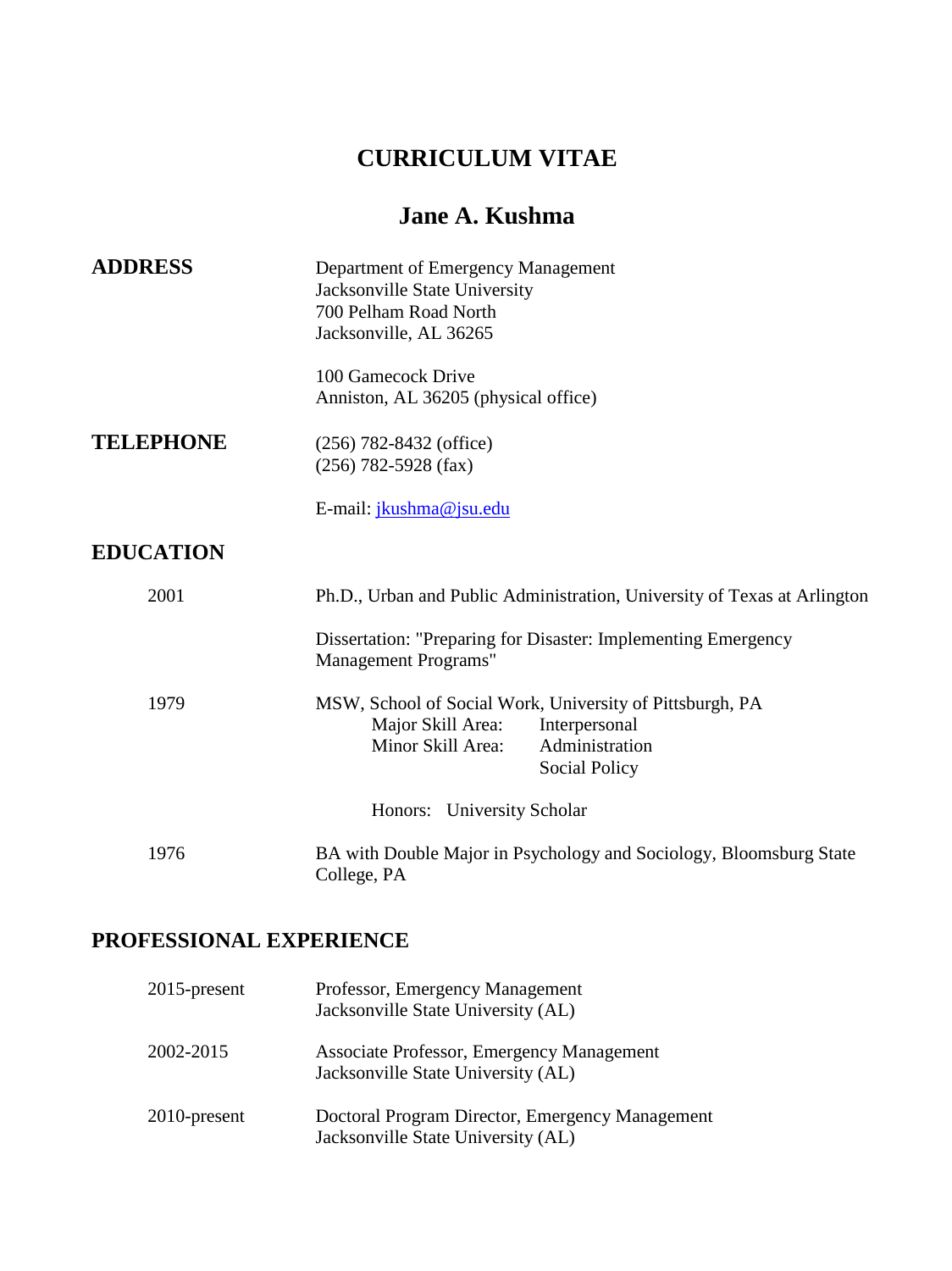# CURRICULUM VITAE

## Jane A. Kushma

**ADDRESS**

Department of Emergency Management
Jacksonville State University
700 Pelham Road North
Jacksonville, AL 36265

100 Gamecock Drive
Anniston, AL 36205 (physical office)

**TELEPHONE**

(256) 782-8432 (office)
(256) 782-5928 (fax)

E-mail: jkushma@jsu.edu

**EDUCATION**

2001 — Ph.D., Urban and Public Administration, University of Texas at Arlington

Dissertation: "Preparing for Disaster: Implementing Emergency Management Programs"

1979 — MSW, School of Social Work, University of Pittsburgh, PA

Major Skill Area: Interpersonal
Minor Skill Area: Administration
Social Policy

Honors: University Scholar

1976 — BA with Double Major in Psychology and Sociology, Bloomsburg State College, PA

**PROFESSIONAL EXPERIENCE**

2015-present — Professor, Emergency Management
Jacksonville State University (AL)

2002-2015 — Associate Professor, Emergency Management
Jacksonville State University (AL)

2010-present — Doctoral Program Director, Emergency Management
Jacksonville State University (AL)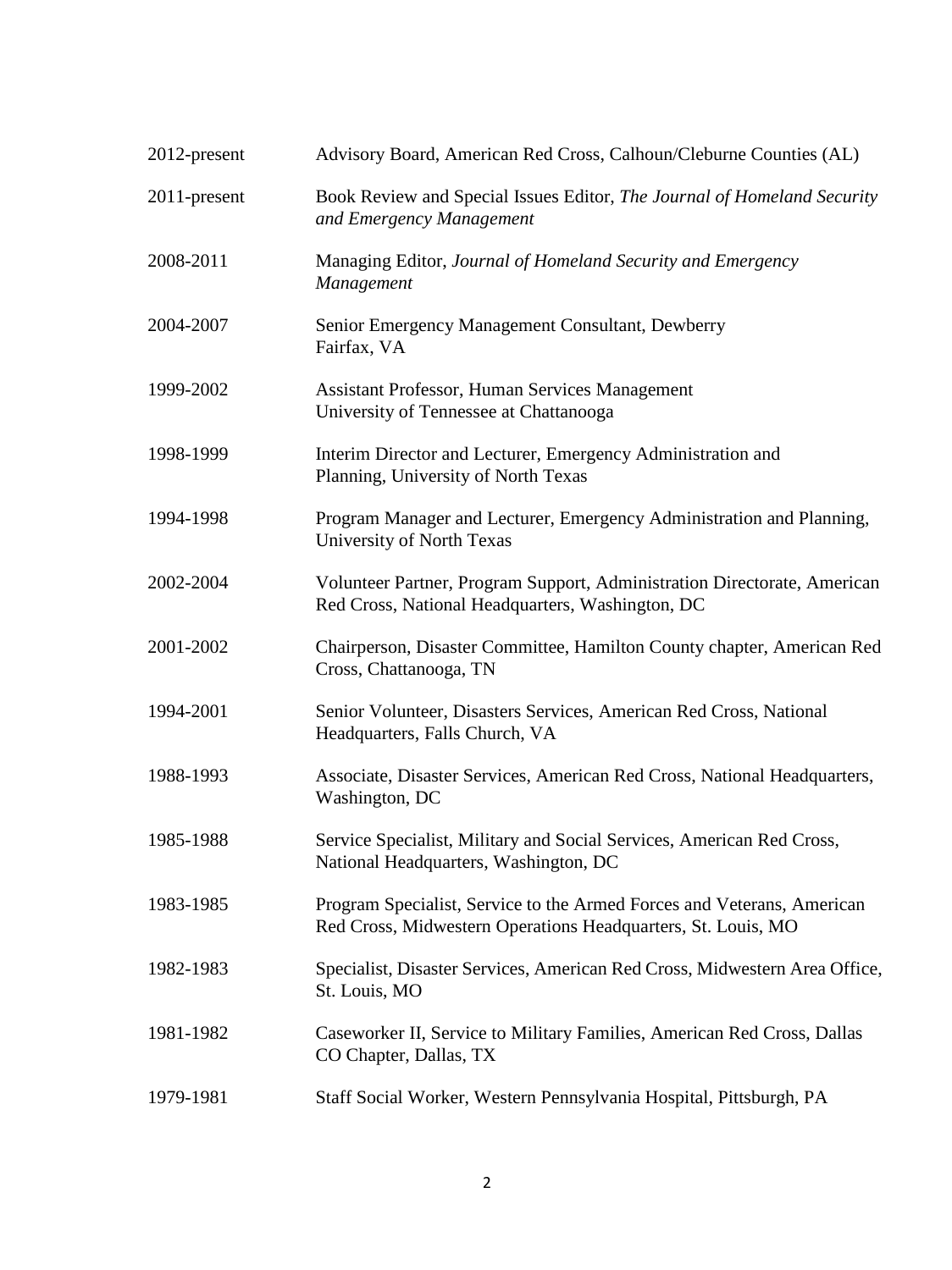| | |
|---|---|
| 2012-present | Advisory Board, American Red Cross, Calhoun/Cleburne Counties (AL) |
| 2011-present | Book Review and Special Issues Editor, *The Journal of Homeland Security and Emergency Management* |
| 2008-2011 | Managing Editor, *Journal of Homeland Security and Emergency Management* |
| 2004-2007 | Senior Emergency Management Consultant, Dewberry<br>Fairfax, VA |
| 1999-2002 | Assistant Professor, Human Services Management<br>University of Tennessee at Chattanooga |
| 1998-1999 | Interim Director and Lecturer, Emergency Administration and Planning, University of North Texas |
| 1994-1998 | Program Manager and Lecturer, Emergency Administration and Planning, University of North Texas |
| 2002-2004 | Volunteer Partner, Program Support, Administration Directorate, American Red Cross, National Headquarters, Washington, DC |
| 2001-2002 | Chairperson, Disaster Committee, Hamilton County chapter, American Red Cross, Chattanooga, TN |
| 1994-2001 | Senior Volunteer, Disasters Services, American Red Cross, National Headquarters, Falls Church, VA |
| 1988-1993 | Associate, Disaster Services, American Red Cross, National Headquarters, Washington, DC |
| 1985-1988 | Service Specialist, Military and Social Services, American Red Cross, National Headquarters, Washington, DC |
| 1983-1985 | Program Specialist, Service to the Armed Forces and Veterans, American Red Cross, Midwestern Operations Headquarters, St. Louis, MO |
| 1982-1983 | Specialist, Disaster Services, American Red Cross, Midwestern Area Office, St. Louis, MO |
| 1981-1982 | Caseworker II, Service to Military Families, American Red Cross, Dallas CO Chapter, Dallas, TX |
| 1979-1981 | Staff Social Worker, Western Pennsylvania Hospital, Pittsburgh, PA |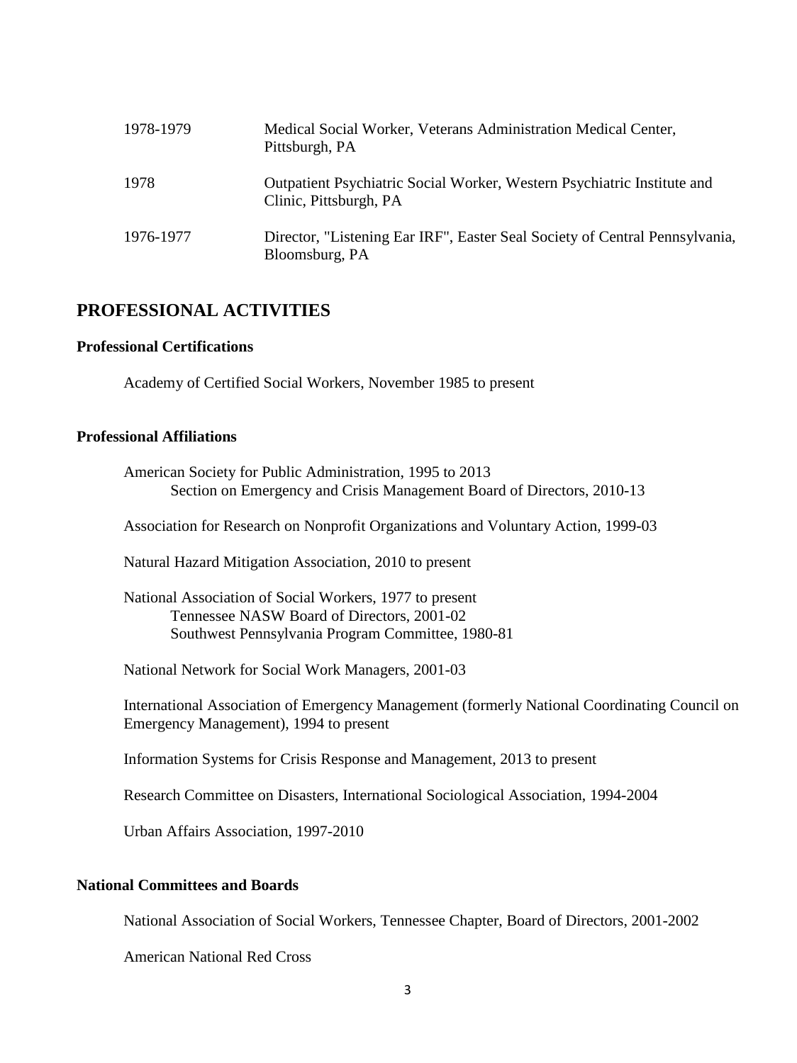| | |
|---|---|
| 1978-1979 | Medical Social Worker, Veterans Administration Medical Center, Pittsburgh, PA |
| 1978 | Outpatient Psychiatric Social Worker, Western Psychiatric Institute and Clinic, Pittsburgh, PA |
| 1976-1977 | Director, "Listening Ear IRF", Easter Seal Society of Central Pennsylvania, Bloomsburg, PA |

## PROFESSIONAL ACTIVITIES

### Professional Certifications

Academy of Certified Social Workers, November 1985 to present

### Professional Affiliations

American Society for Public Administration, 1995 to 2013
    Section on Emergency and Crisis Management Board of Directors, 2010-13

Association for Research on Nonprofit Organizations and Voluntary Action, 1999-03

Natural Hazard Mitigation Association, 2010 to present

National Association of Social Workers, 1977 to present
    Tennessee NASW Board of Directors, 2001-02
    Southwest Pennsylvania Program Committee, 1980-81

National Network for Social Work Managers, 2001-03

International Association of Emergency Management (formerly National Coordinating Council on Emergency Management), 1994 to present

Information Systems for Crisis Response and Management, 2013 to present

Research Committee on Disasters, International Sociological Association, 1994-2004

Urban Affairs Association, 1997-2010

### National Committees and Boards

National Association of Social Workers, Tennessee Chapter, Board of Directors, 2001-2002

American National Red Cross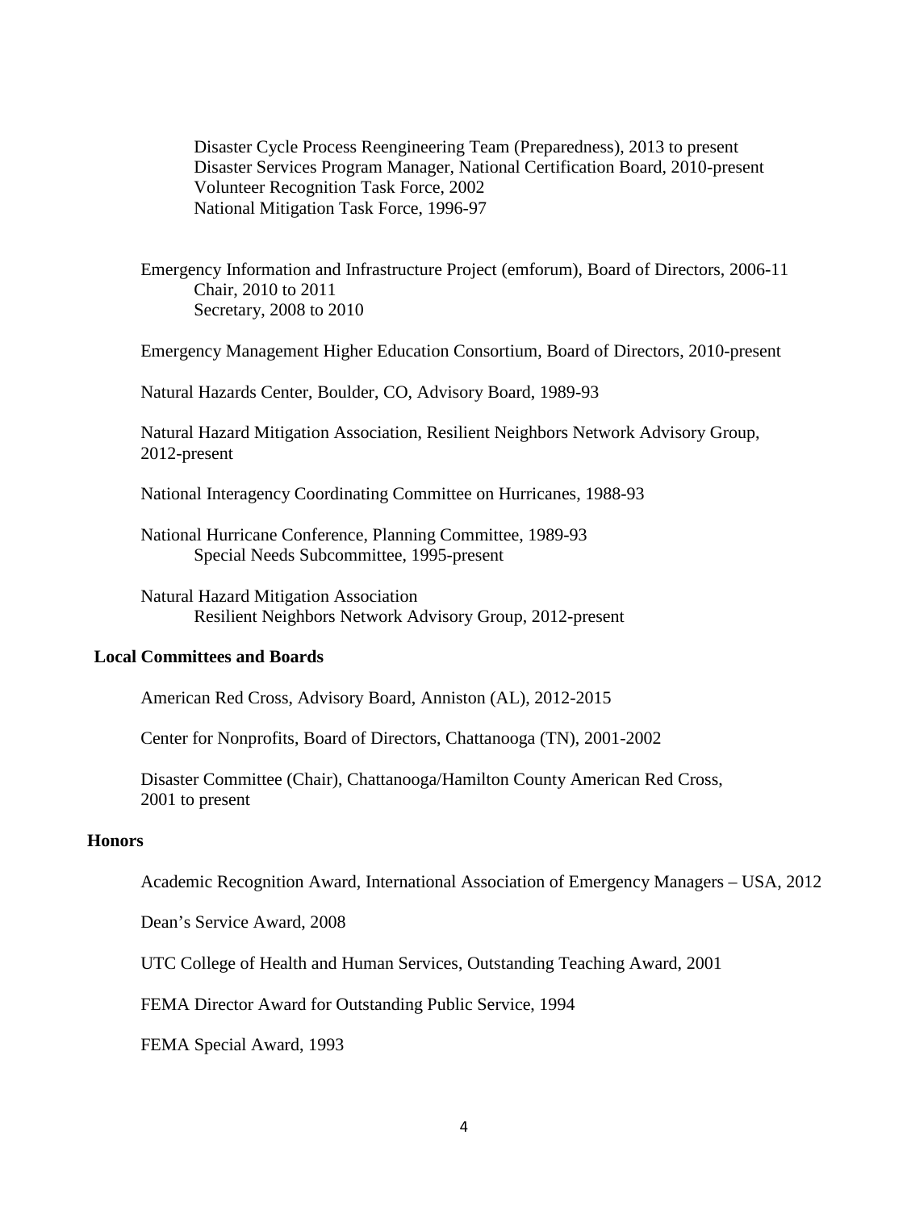Disaster Cycle Process Reengineering Team (Preparedness), 2013 to present
Disaster Services Program Manager, National Certification Board, 2010-present
Volunteer Recognition Task Force, 2002
National Mitigation Task Force, 1996-97

Emergency Information and Infrastructure Project (emforum), Board of Directors, 2006-11
Chair, 2010 to 2011
Secretary, 2008 to 2010

Emergency Management Higher Education Consortium, Board of Directors, 2010-present

Natural Hazards Center, Boulder, CO, Advisory Board, 1989-93

Natural Hazard Mitigation Association, Resilient Neighbors Network Advisory Group, 2012-present

National Interagency Coordinating Committee on Hurricanes, 1988-93

National Hurricane Conference, Planning Committee, 1989-93
Special Needs Subcommittee, 1995-present

Natural Hazard Mitigation Association
Resilient Neighbors Network Advisory Group, 2012-present

**Local Committees and Boards**

American Red Cross, Advisory Board, Anniston (AL), 2012-2015

Center for Nonprofits, Board of Directors, Chattanooga (TN), 2001-2002

Disaster Committee (Chair), Chattanooga/Hamilton County American Red Cross, 2001 to present

**Honors**

Academic Recognition Award, International Association of Emergency Managers – USA, 2012

Dean's Service Award, 2008

UTC College of Health and Human Services, Outstanding Teaching Award, 2001

FEMA Director Award for Outstanding Public Service, 1994

FEMA Special Award, 1993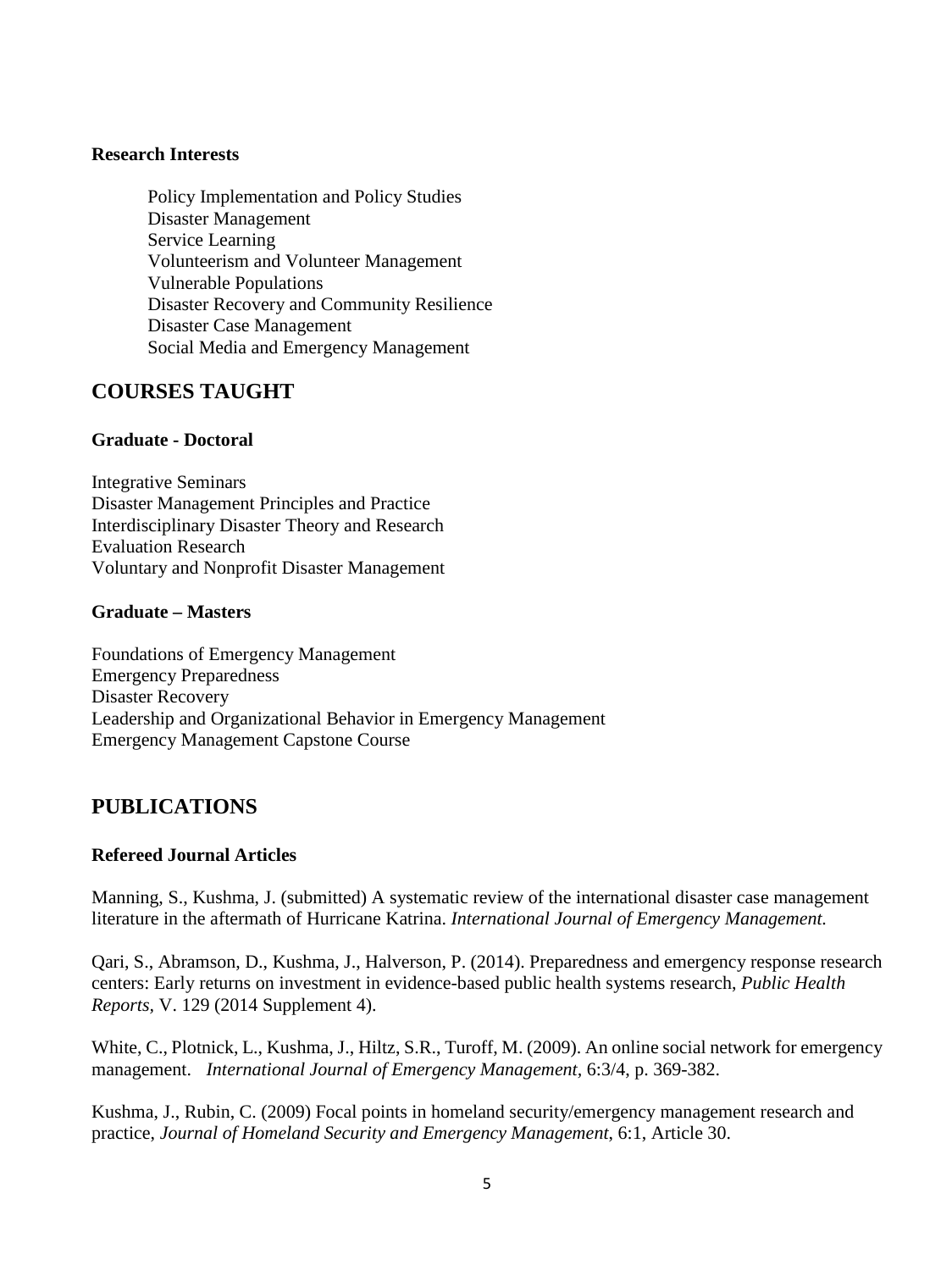**Research Interests**

Policy Implementation and Policy Studies
Disaster Management
Service Learning
Volunteerism and Volunteer Management
Vulnerable Populations
Disaster Recovery and Community Resilience
Disaster Case Management
Social Media and Emergency Management

## COURSES TAUGHT

### Graduate - Doctoral

Integrative Seminars
Disaster Management Principles and Practice
Interdisciplinary Disaster Theory and Research
Evaluation Research
Voluntary and Nonprofit Disaster Management

### Graduate – Masters

Foundations of Emergency Management
Emergency Preparedness
Disaster Recovery
Leadership and Organizational Behavior in Emergency Management
Emergency Management Capstone Course

## PUBLICATIONS

### Refereed Journal Articles

Manning, S., Kushma, J. (submitted) A systematic review of the international disaster case management literature in the aftermath of Hurricane Katrina. *International Journal of Emergency Management.*

Qari, S., Abramson, D., Kushma, J., Halverson, P. (2014). Preparedness and emergency response research centers: Early returns on investment in evidence-based public health systems research, *Public Health Reports*, V. 129 (2014 Supplement 4).

White, C., Plotnick, L., Kushma, J., Hiltz, S.R., Turoff, M. (2009). An online social network for emergency management. *International Journal of Emergency Management*, 6:3/4, p. 369-382.

Kushma, J., Rubin, C. (2009) Focal points in homeland security/emergency management research and practice, *Journal of Homeland Security and Emergency Management*, 6:1, Article 30.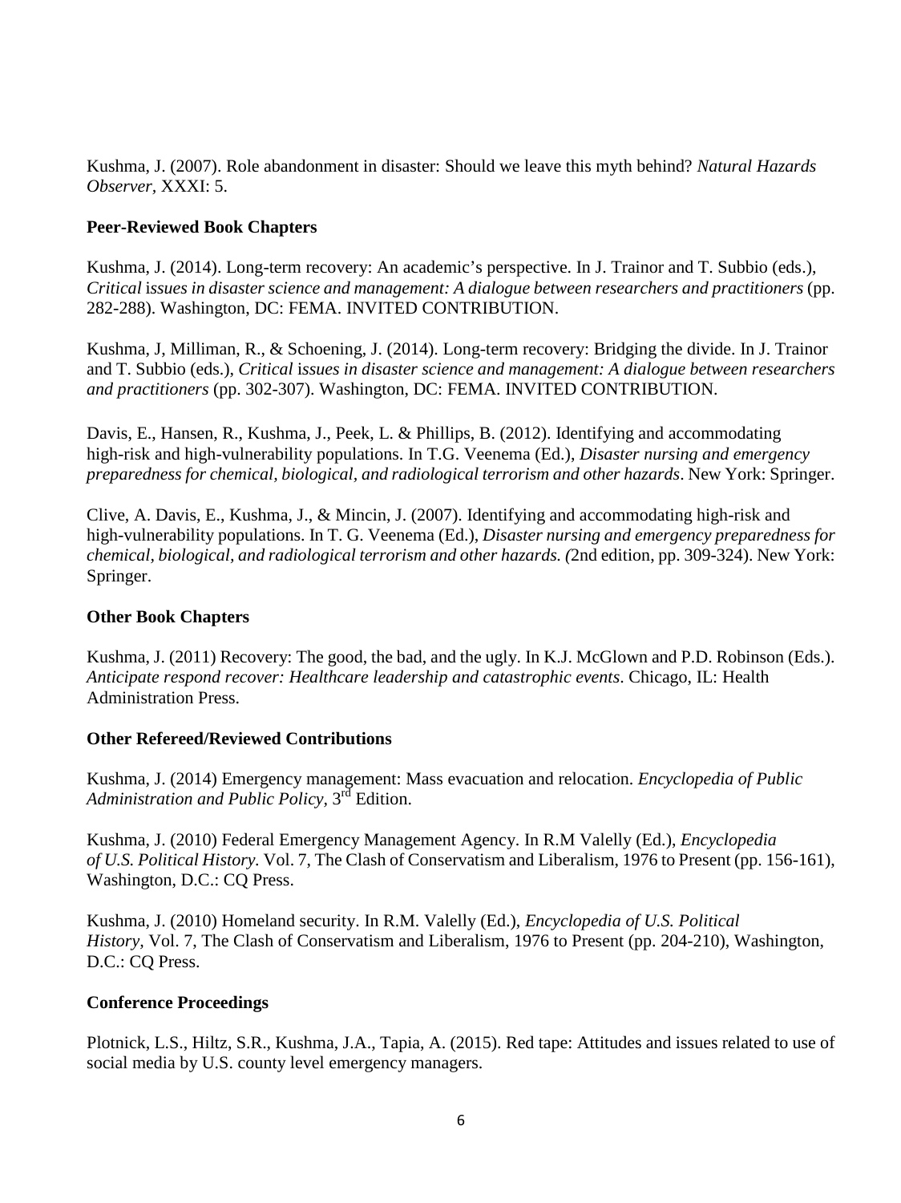Kushma, J. (2007). Role abandonment in disaster: Should we leave this myth behind? *Natural Hazards Observer*, XXXI: 5.

**Peer-Reviewed Book Chapters**

Kushma, J. (2014). Long-term recovery: An academic's perspective. In J. Trainor and T. Subbio (eds.), *Critical issues in disaster science and management: A dialogue between researchers and practitioners* (pp. 282-288). Washington, DC: FEMA. INVITED CONTRIBUTION.

Kushma, J, Milliman, R., & Schoening, J. (2014). Long-term recovery: Bridging the divide. In J. Trainor and T. Subbio (eds.), *Critical issues in disaster science and management: A dialogue between researchers and practitioners* (pp. 302-307). Washington, DC: FEMA. INVITED CONTRIBUTION.

Davis, E., Hansen, R., Kushma, J., Peek, L. & Phillips, B. (2012). Identifying and accommodating high-risk and high-vulnerability populations. In T.G. Veenema (Ed.), *Disaster nursing and emergency preparedness for chemical, biological, and radiological terrorism and other hazards*. New York: Springer.

Clive, A. Davis, E., Kushma, J., & Mincin, J. (2007). Identifying and accommodating high-risk and high-vulnerability populations. In T. G. Veenema (Ed.), *Disaster nursing and emergency preparedness for chemical, biological, and radiological terrorism and other hazards. (*2nd edition, pp. 309-324). New York: Springer.

**Other Book Chapters**

Kushma, J. (2011) Recovery: The good, the bad, and the ugly. In K.J. McGlown and P.D. Robinson (Eds.). *Anticipate respond recover: Healthcare leadership and catastrophic events*. Chicago, IL: Health Administration Press.

**Other Refereed/Reviewed Contributions**

Kushma, J. (2014) Emergency management: Mass evacuation and relocation. *Encyclopedia of Public Administration and Public Policy,* 3rd Edition.

Kushma, J. (2010) Federal Emergency Management Agency. In R.M Valelly (Ed.), *Encyclopedia of U.S. Political History.* Vol. 7, The Clash of Conservatism and Liberalism, 1976 to Present (pp. 156-161), Washington, D.C.: CQ Press.

Kushma, J. (2010) Homeland security. In R.M. Valelly (Ed.), *Encyclopedia of U.S. Political History,* Vol. 7, The Clash of Conservatism and Liberalism, 1976 to Present (pp. 204-210), Washington, D.C.: CQ Press.

**Conference Proceedings**

Plotnick, L.S., Hiltz, S.R., Kushma, J.A., Tapia, A. (2015). Red tape: Attitudes and issues related to use of social media by U.S. county level emergency managers.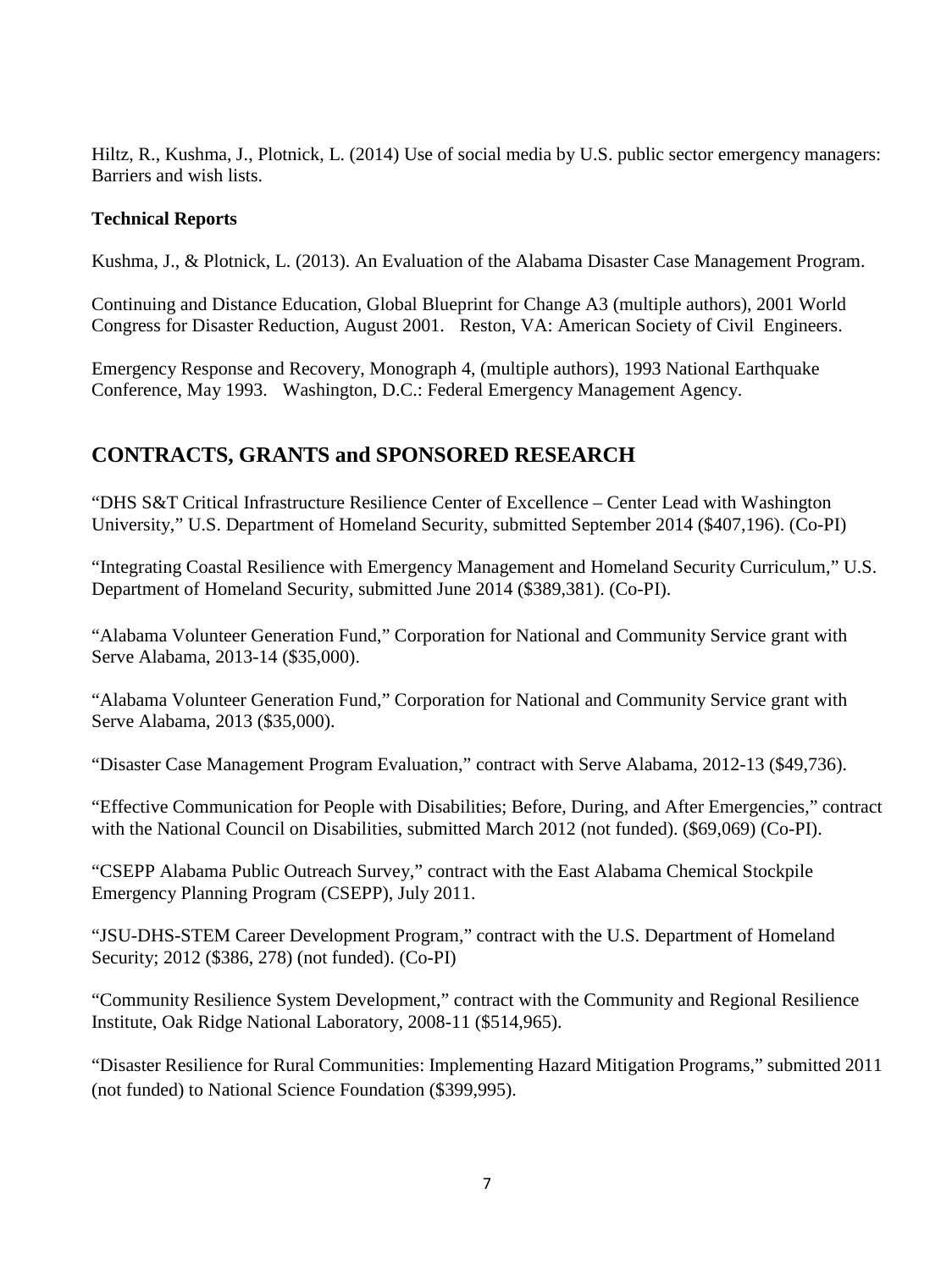Hiltz, R., Kushma, J., Plotnick, L. (2014) Use of social media by U.S. public sector emergency managers: Barriers and wish lists.

**Technical Reports**

Kushma, J., & Plotnick, L. (2013). An Evaluation of the Alabama Disaster Case Management Program.

Continuing and Distance Education, Global Blueprint for Change A3 (multiple authors), 2001 World Congress for Disaster Reduction, August 2001. Reston, VA: American Society of Civil Engineers.

Emergency Response and Recovery, Monograph 4, (multiple authors), 1993 National Earthquake Conference, May 1993. Washington, D.C.: Federal Emergency Management Agency.

## CONTRACTS, GRANTS and SPONSORED RESEARCH

"DHS S&T Critical Infrastructure Resilience Center of Excellence – Center Lead with Washington University," U.S. Department of Homeland Security, submitted September 2014 ($407,196). (Co-PI)

"Integrating Coastal Resilience with Emergency Management and Homeland Security Curriculum," U.S. Department of Homeland Security, submitted June 2014 ($389,381). (Co-PI).

"Alabama Volunteer Generation Fund," Corporation for National and Community Service grant with Serve Alabama, 2013-14 ($35,000).

"Alabama Volunteer Generation Fund," Corporation for National and Community Service grant with Serve Alabama, 2013 ($35,000).

"Disaster Case Management Program Evaluation," contract with Serve Alabama, 2012-13 ($49,736).

"Effective Communication for People with Disabilities; Before, During, and After Emergencies," contract with the National Council on Disabilities, submitted March 2012 (not funded). ($69,069) (Co-PI).

"CSEPP Alabama Public Outreach Survey," contract with the East Alabama Chemical Stockpile Emergency Planning Program (CSEPP), July 2011.

"JSU-DHS-STEM Career Development Program," contract with the U.S. Department of Homeland Security; 2012 ($386, 278) (not funded). (Co-PI)

"Community Resilience System Development," contract with the Community and Regional Resilience Institute, Oak Ridge National Laboratory, 2008-11 ($514,965).

"Disaster Resilience for Rural Communities: Implementing Hazard Mitigation Programs," submitted 2011 (not funded) to National Science Foundation ($399,995).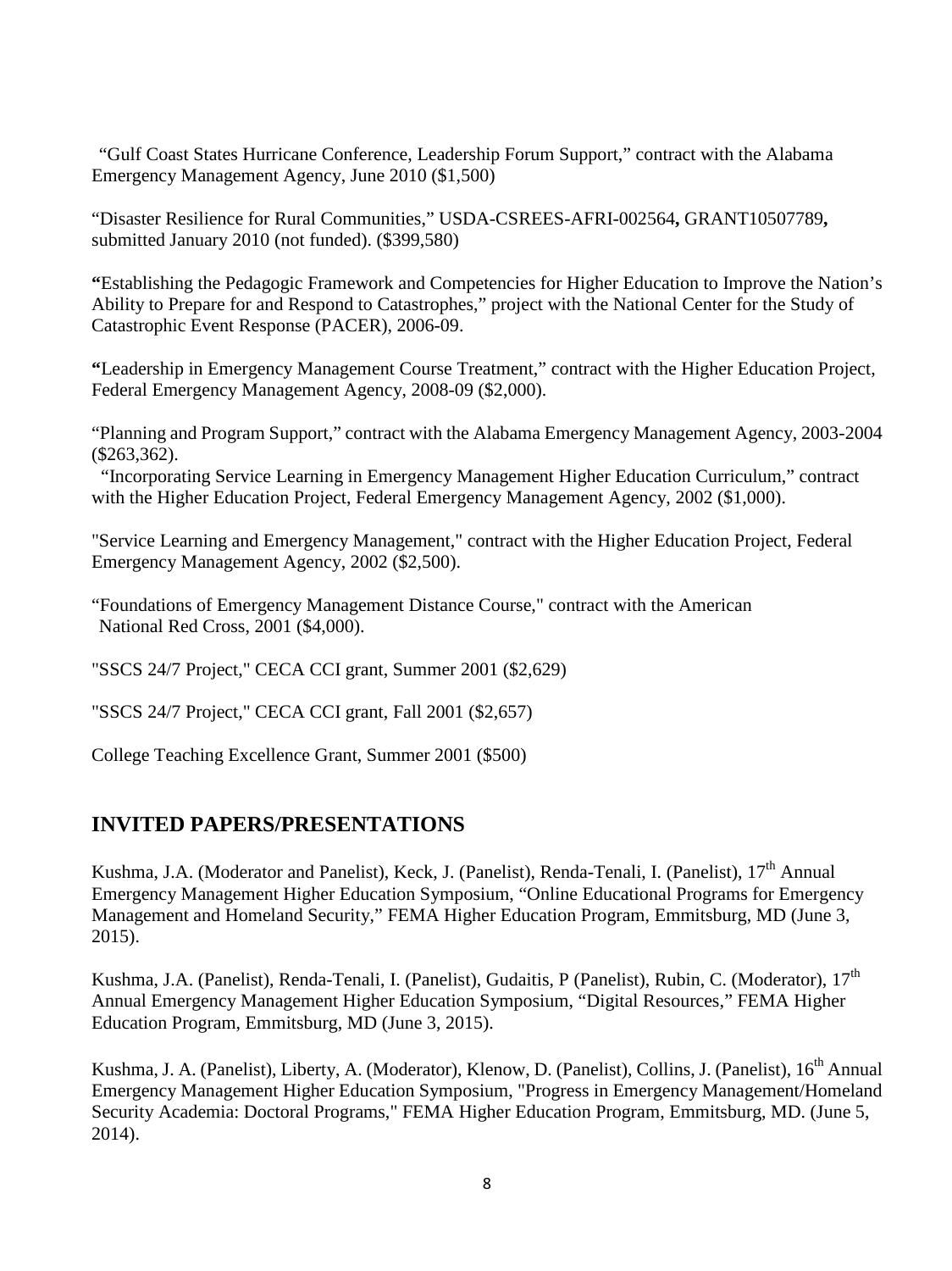"Gulf Coast States Hurricane Conference, Leadership Forum Support," contract with the Alabama Emergency Management Agency, June 2010 ($1,500)

"Disaster Resilience for Rural Communities," USDA-CSREES-AFRI-002564**,** GRANT10507789**,** submitted January 2010 (not funded). ($399,580)

**"**Establishing the Pedagogic Framework and Competencies for Higher Education to Improve the Nation's Ability to Prepare for and Respond to Catastrophes," project with the National Center for the Study of Catastrophic Event Response (PACER), 2006-09.

**"**Leadership in Emergency Management Course Treatment," contract with the Higher Education Project, Federal Emergency Management Agency, 2008-09 ($2,000).

"Planning and Program Support," contract with the Alabama Emergency Management Agency, 2003-2004 ($263,362).

"Incorporating Service Learning in Emergency Management Higher Education Curriculum," contract with the Higher Education Project, Federal Emergency Management Agency, 2002 ($1,000).

"Service Learning and Emergency Management," contract with the Higher Education Project, Federal Emergency Management Agency, 2002 ($2,500).

"Foundations of Emergency Management Distance Course," contract with the American National Red Cross, 2001 ($4,000).

"SSCS 24/7 Project," CECA CCI grant, Summer 2001 ($2,629)

"SSCS 24/7 Project," CECA CCI grant, Fall 2001 ($2,657)

College Teaching Excellence Grant, Summer 2001 ($500)

## INVITED PAPERS/PRESENTATIONS

Kushma, J.A. (Moderator and Panelist), Keck, J. (Panelist), Renda-Tenali, I. (Panelist), 17th Annual Emergency Management Higher Education Symposium, "Online Educational Programs for Emergency Management and Homeland Security," FEMA Higher Education Program, Emmitsburg, MD (June 3, 2015).

Kushma, J.A. (Panelist), Renda-Tenali, I. (Panelist), Gudaitis, P (Panelist), Rubin, C. (Moderator), 17th Annual Emergency Management Higher Education Symposium, "Digital Resources," FEMA Higher Education Program, Emmitsburg, MD (June 3, 2015).

Kushma, J. A. (Panelist), Liberty, A. (Moderator), Klenow, D. (Panelist), Collins, J. (Panelist), 16th Annual Emergency Management Higher Education Symposium, "Progress in Emergency Management/Homeland Security Academia: Doctoral Programs," FEMA Higher Education Program, Emmitsburg, MD. (June 5, 2014).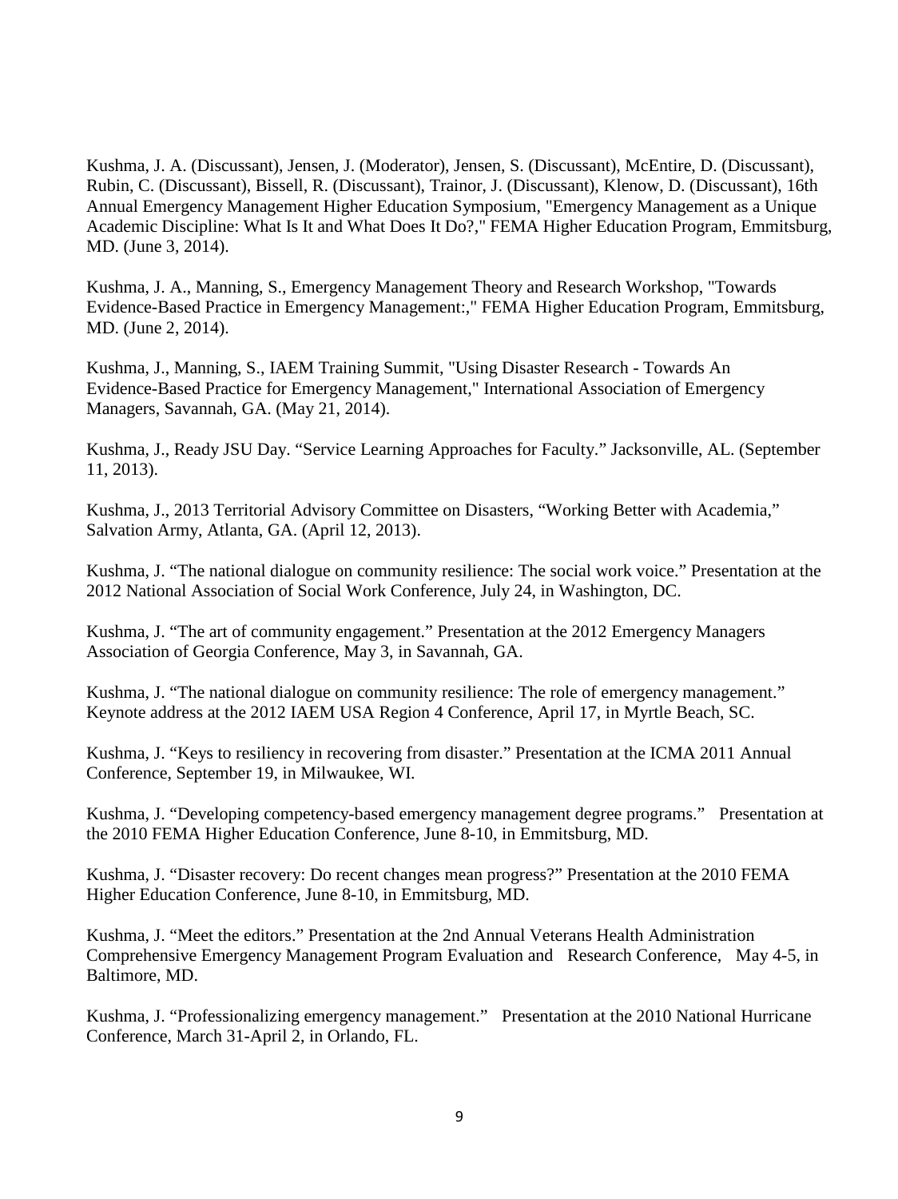Kushma, J. A. (Discussant), Jensen, J. (Moderator), Jensen, S. (Discussant), McEntire, D. (Discussant), Rubin, C. (Discussant), Bissell, R. (Discussant), Trainor, J. (Discussant), Klenow, D. (Discussant), 16th Annual Emergency Management Higher Education Symposium, "Emergency Management as a Unique Academic Discipline: What Is It and What Does It Do?," FEMA Higher Education Program, Emmitsburg, MD. (June 3, 2014).

Kushma, J. A., Manning, S., Emergency Management Theory and Research Workshop, "Towards Evidence-Based Practice in Emergency Management:," FEMA Higher Education Program, Emmitsburg, MD. (June 2, 2014).

Kushma, J., Manning, S., IAEM Training Summit, "Using Disaster Research - Towards An Evidence-Based Practice for Emergency Management," International Association of Emergency Managers, Savannah, GA. (May 21, 2014).

Kushma, J., Ready JSU Day. “Service Learning Approaches for Faculty.” Jacksonville, AL. (September 11, 2013).

Kushma, J., 2013 Territorial Advisory Committee on Disasters, “Working Better with Academia,” Salvation Army, Atlanta, GA. (April 12, 2013).

Kushma, J. “The national dialogue on community resilience: The social work voice.” Presentation at the 2012 National Association of Social Work Conference, July 24, in Washington, DC.

Kushma, J. “The art of community engagement.” Presentation at the 2012 Emergency Managers Association of Georgia Conference, May 3, in Savannah, GA.

Kushma, J. “The national dialogue on community resilience: The role of emergency management.” Keynote address at the 2012 IAEM USA Region 4 Conference, April 17, in Myrtle Beach, SC.

Kushma, J. “Keys to resiliency in recovering from disaster.” Presentation at the ICMA 2011 Annual Conference, September 19, in Milwaukee, WI.

Kushma, J. “Developing competency-based emergency management degree programs.” Presentation at the 2010 FEMA Higher Education Conference, June 8-10, in Emmitsburg, MD.

Kushma, J. “Disaster recovery: Do recent changes mean progress?” Presentation at the 2010 FEMA Higher Education Conference, June 8-10, in Emmitsburg, MD.

Kushma, J. “Meet the editors.” Presentation at the 2nd Annual Veterans Health Administration Comprehensive Emergency Management Program Evaluation and Research Conference, May 4-5, in Baltimore, MD.

Kushma, J. “Professionalizing emergency management.” Presentation at the 2010 National Hurricane Conference, March 31-April 2, in Orlando, FL.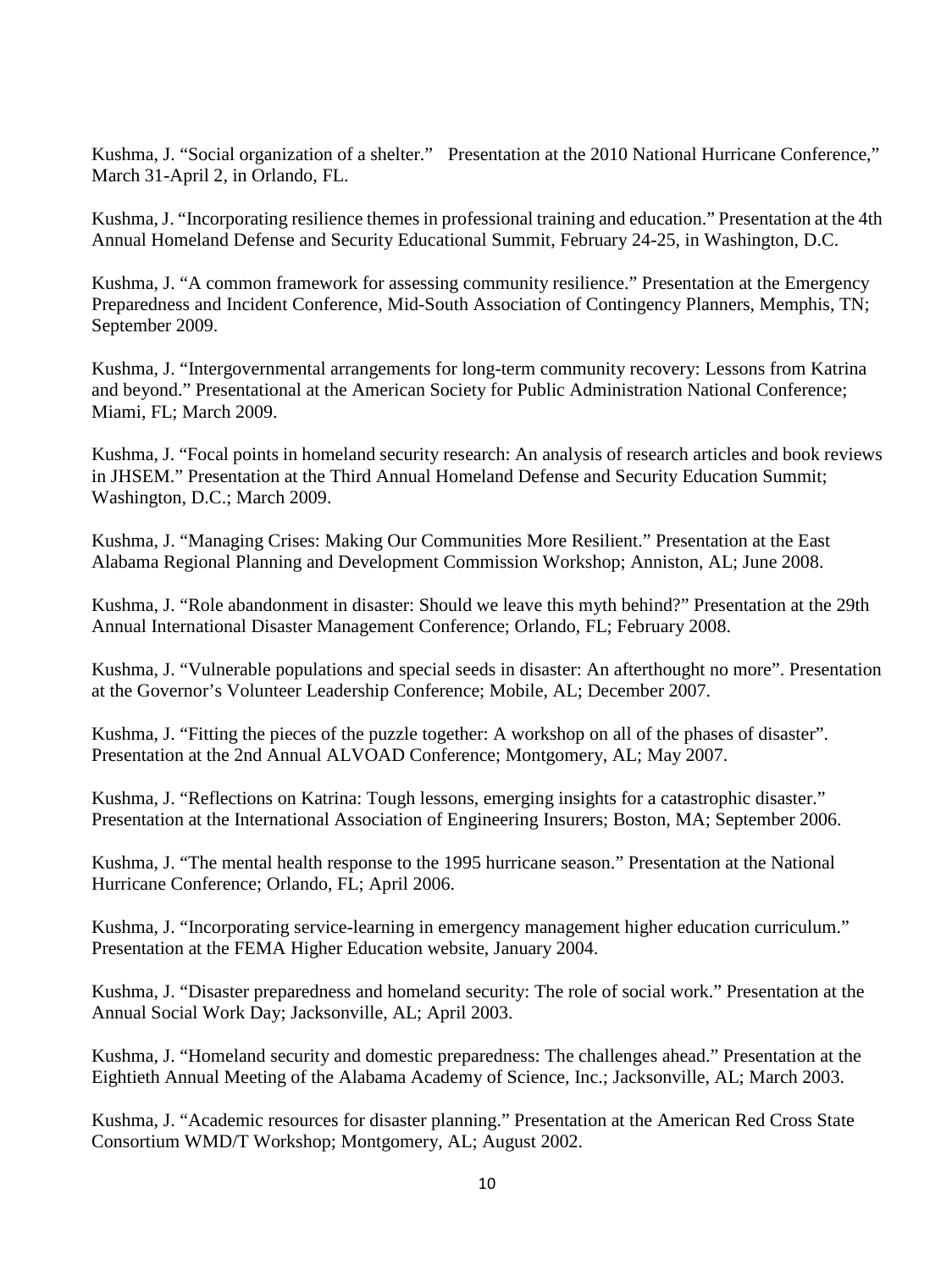Kushma, J. "Social organization of a shelter." Presentation at the 2010 National Hurricane Conference," March 31-April 2, in Orlando, FL.

Kushma, J. "Incorporating resilience themes in professional training and education." Presentation at the 4th Annual Homeland Defense and Security Educational Summit, February 24-25, in Washington, D.C.

Kushma, J. "A common framework for assessing community resilience." Presentation at the Emergency Preparedness and Incident Conference, Mid-South Association of Contingency Planners, Memphis, TN; September 2009.

Kushma, J. "Intergovernmental arrangements for long-term community recovery: Lessons from Katrina and beyond." Presentational at the American Society for Public Administration National Conference; Miami, FL; March 2009.

Kushma, J. "Focal points in homeland security research: An analysis of research articles and book reviews in JHSEM." Presentation at the Third Annual Homeland Defense and Security Education Summit; Washington, D.C.; March 2009.

Kushma, J. "Managing Crises: Making Our Communities More Resilient." Presentation at the East Alabama Regional Planning and Development Commission Workshop; Anniston, AL; June 2008.

Kushma, J. "Role abandonment in disaster: Should we leave this myth behind?" Presentation at the 29th Annual International Disaster Management Conference; Orlando, FL; February 2008.

Kushma, J. "Vulnerable populations and special seeds in disaster: An afterthought no more". Presentation at the Governor's Volunteer Leadership Conference; Mobile, AL; December 2007.

Kushma, J. "Fitting the pieces of the puzzle together: A workshop on all of the phases of disaster". Presentation at the 2nd Annual ALVOAD Conference; Montgomery, AL; May 2007.

Kushma, J. "Reflections on Katrina: Tough lessons, emerging insights for a catastrophic disaster." Presentation at the International Association of Engineering Insurers; Boston, MA; September 2006.

Kushma, J. "The mental health response to the 1995 hurricane season." Presentation at the National Hurricane Conference; Orlando, FL; April 2006.

Kushma, J. "Incorporating service-learning in emergency management higher education curriculum." Presentation at the FEMA Higher Education website, January 2004.

Kushma, J. "Disaster preparedness and homeland security: The role of social work." Presentation at the Annual Social Work Day; Jacksonville, AL; April 2003.

Kushma, J. "Homeland security and domestic preparedness: The challenges ahead." Presentation at the Eightieth Annual Meeting of the Alabama Academy of Science, Inc.; Jacksonville, AL; March 2003.

Kushma, J. "Academic resources for disaster planning." Presentation at the American Red Cross State Consortium WMD/T Workshop; Montgomery, AL; August 2002.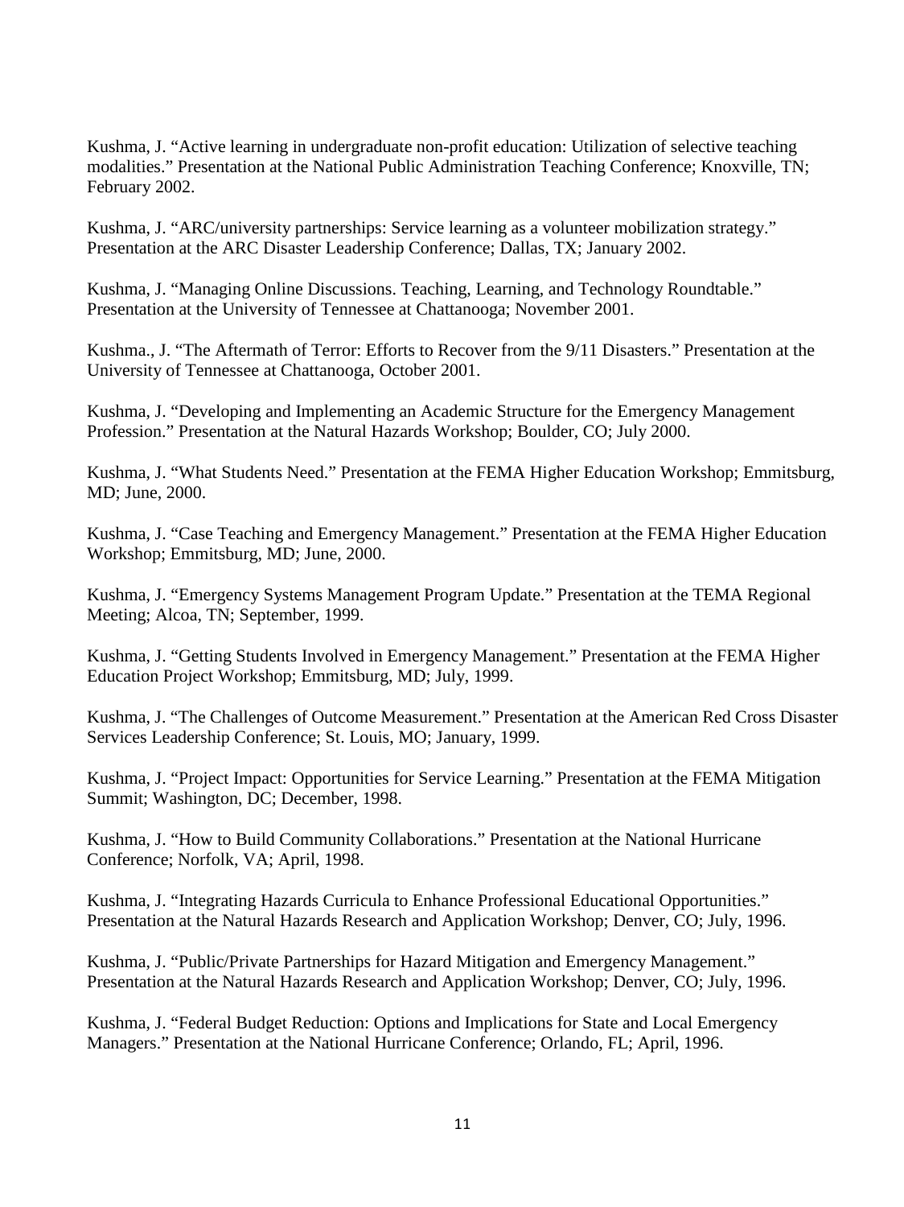Kushma, J. "Active learning in undergraduate non-profit education: Utilization of selective teaching modalities." Presentation at the National Public Administration Teaching Conference; Knoxville, TN; February 2002.

Kushma, J. "ARC/university partnerships: Service learning as a volunteer mobilization strategy." Presentation at the ARC Disaster Leadership Conference; Dallas, TX; January 2002.

Kushma, J. "Managing Online Discussions. Teaching, Learning, and Technology Roundtable." Presentation at the University of Tennessee at Chattanooga; November 2001.

Kushma., J. "The Aftermath of Terror: Efforts to Recover from the 9/11 Disasters." Presentation at the University of Tennessee at Chattanooga, October 2001.

Kushma, J. "Developing and Implementing an Academic Structure for the Emergency Management Profession." Presentation at the Natural Hazards Workshop; Boulder, CO; July 2000.

Kushma, J. "What Students Need." Presentation at the FEMA Higher Education Workshop; Emmitsburg, MD; June, 2000.

Kushma, J. "Case Teaching and Emergency Management." Presentation at the FEMA Higher Education Workshop; Emmitsburg, MD; June, 2000.

Kushma, J. "Emergency Systems Management Program Update." Presentation at the TEMA Regional Meeting; Alcoa, TN; September, 1999.

Kushma, J. "Getting Students Involved in Emergency Management." Presentation at the FEMA Higher Education Project Workshop; Emmitsburg, MD; July, 1999.

Kushma, J. "The Challenges of Outcome Measurement." Presentation at the American Red Cross Disaster Services Leadership Conference; St. Louis, MO; January, 1999.

Kushma, J. "Project Impact: Opportunities for Service Learning." Presentation at the FEMA Mitigation Summit; Washington, DC; December, 1998.

Kushma, J. "How to Build Community Collaborations." Presentation at the National Hurricane Conference; Norfolk, VA; April, 1998.

Kushma, J. "Integrating Hazards Curricula to Enhance Professional Educational Opportunities." Presentation at the Natural Hazards Research and Application Workshop; Denver, CO; July, 1996.

Kushma, J. "Public/Private Partnerships for Hazard Mitigation and Emergency Management." Presentation at the Natural Hazards Research and Application Workshop; Denver, CO; July, 1996.

Kushma, J. "Federal Budget Reduction: Options and Implications for State and Local Emergency Managers." Presentation at the National Hurricane Conference; Orlando, FL; April, 1996.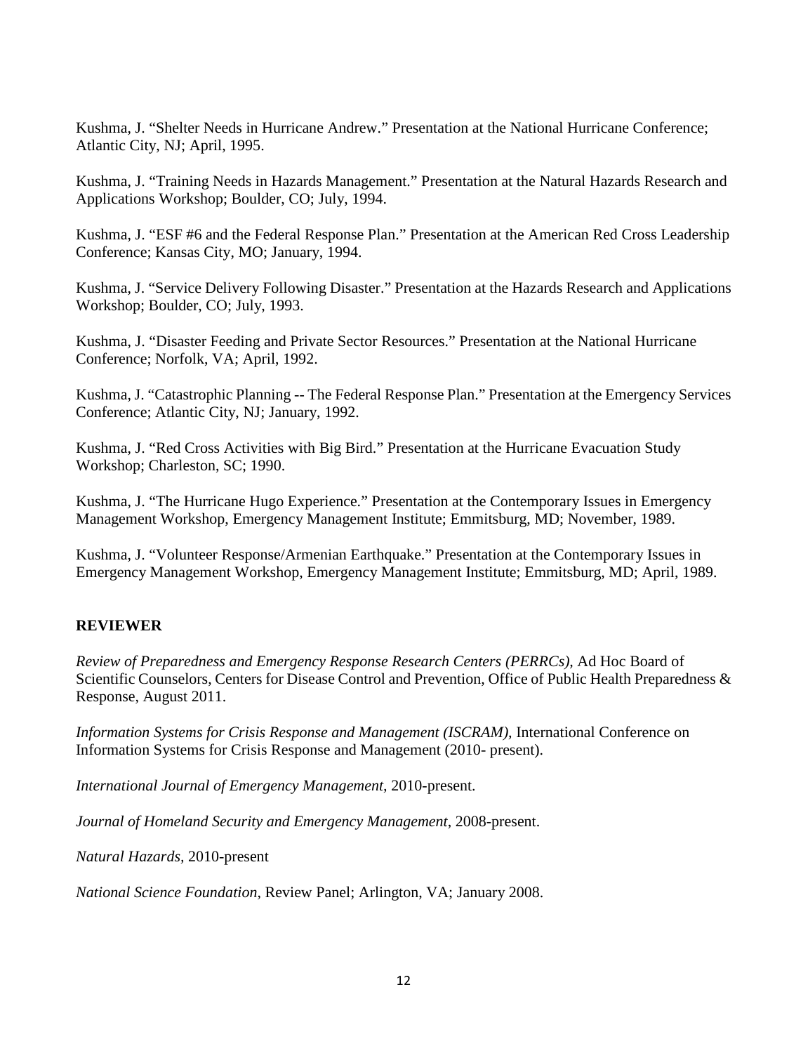Kushma, J. "Shelter Needs in Hurricane Andrew." Presentation at the National Hurricane Conference; Atlantic City, NJ; April, 1995.

Kushma, J. "Training Needs in Hazards Management." Presentation at the Natural Hazards Research and Applications Workshop; Boulder, CO; July, 1994.

Kushma, J. "ESF #6 and the Federal Response Plan." Presentation at the American Red Cross Leadership Conference; Kansas City, MO; January, 1994.

Kushma, J. "Service Delivery Following Disaster." Presentation at the Hazards Research and Applications Workshop; Boulder, CO; July, 1993.

Kushma, J. "Disaster Feeding and Private Sector Resources." Presentation at the National Hurricane Conference; Norfolk, VA; April, 1992.

Kushma, J. "Catastrophic Planning -- The Federal Response Plan." Presentation at the Emergency Services Conference; Atlantic City, NJ; January, 1992.

Kushma, J. "Red Cross Activities with Big Bird." Presentation at the Hurricane Evacuation Study Workshop; Charleston, SC; 1990.

Kushma, J. "The Hurricane Hugo Experience." Presentation at the Contemporary Issues in Emergency Management Workshop, Emergency Management Institute; Emmitsburg, MD; November, 1989.

Kushma, J. "Volunteer Response/Armenian Earthquake." Presentation at the Contemporary Issues in Emergency Management Workshop, Emergency Management Institute; Emmitsburg, MD; April, 1989.

## REVIEWER

*Review of Preparedness and Emergency Response Research Centers (PERRCs)*, Ad Hoc Board of Scientific Counselors, Centers for Disease Control and Prevention, Office of Public Health Preparedness & Response, August 2011.

*Information Systems for Crisis Response and Management (ISCRAM)*, International Conference on Information Systems for Crisis Response and Management (2010- present).

*International Journal of Emergency Management*, 2010-present.

*Journal of Homeland Security and Emergency Management*, 2008-present.

*Natural Hazards*, 2010-present

*National Science Foundation*, Review Panel; Arlington, VA; January 2008.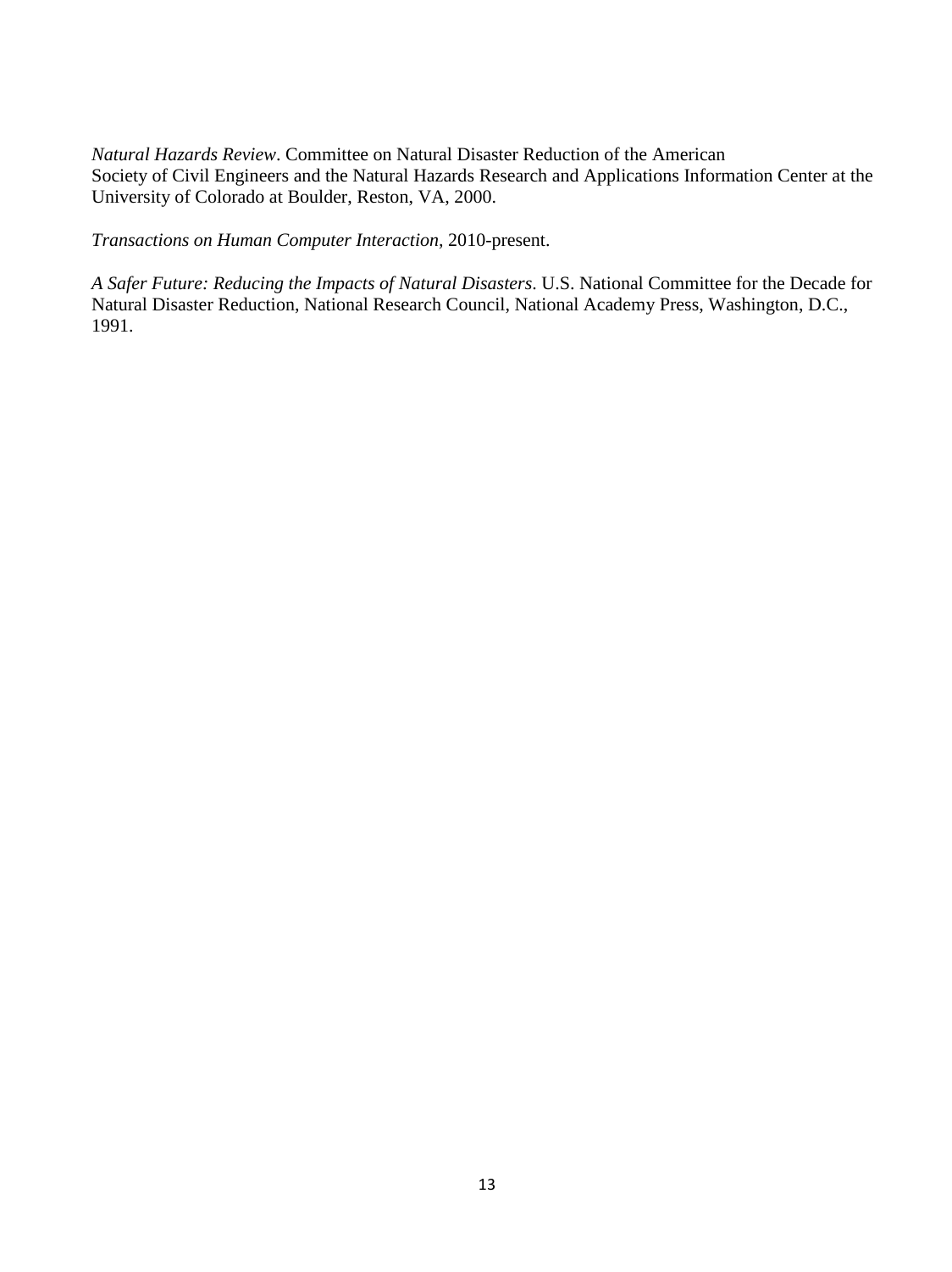*Natural Hazards Review*. Committee on Natural Disaster Reduction of the American Society of Civil Engineers and the Natural Hazards Research and Applications Information Center at the University of Colorado at Boulder, Reston, VA, 2000.

*Transactions on Human Computer Interaction*, 2010-present.

*A Safer Future: Reducing the Impacts of Natural Disasters*. U.S. National Committee for the Decade for Natural Disaster Reduction, National Research Council, National Academy Press, Washington, D.C., 1991.